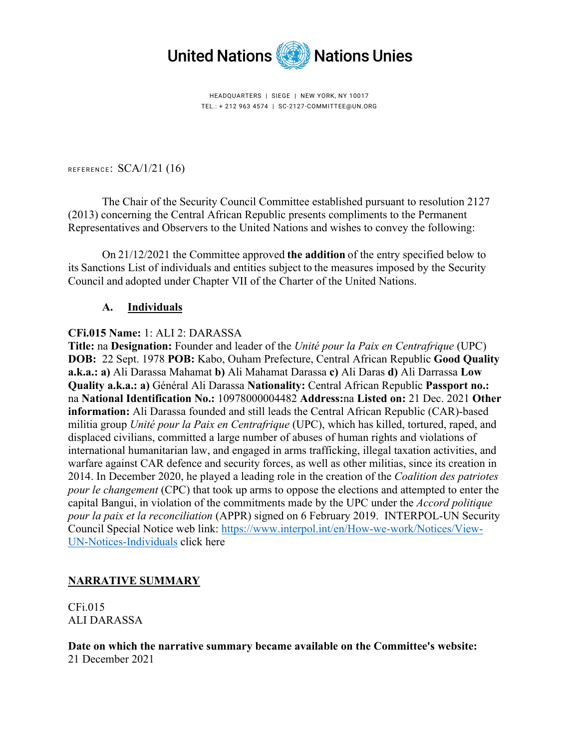# United Nations Nations Unies

HEADQUARTERS | SIEGE | NEW YORK, NY 10017
TEL.: + 212 963 4574 | SC-2127-COMMITTEE@UN.ORG

REFERENCE: SCA/1/21 (16)

The Chair of the Security Council Committee established pursuant to resolution 2127 (2013) concerning the Central African Republic presents compliments to the Permanent Representatives and Observers to the United Nations and wishes to convey the following:

On 21/12/2021 the Committee approved **the addition** of the entry specified below to its Sanctions List of individuals and entities subject to the measures imposed by the Security Council and adopted under Chapter VII of the Charter of the United Nations.

## A. Individuals

**CFi.015 Name:** 1: ALI 2: DARASSA
**Title:** na **Designation:** Founder and leader of the *Unité pour la Paix en Centrafrique* (UPC) **DOB:** 22 Sept. 1978 **POB:** Kabo, Ouham Prefecture, Central African Republic **Good Quality a.k.a.: a)** Ali Darassa Mahamat **b)** Ali Mahamat Darassa **c)** Ali Daras **d)** Ali Darrassa **Low Quality a.k.a.: a)** Général Ali Darassa **Nationality:** Central African Republic **Passport no.:** na **National Identification No.:** 10978000004482 **Address:**na **Listed on:** 21 Dec. 2021 **Other information:** Ali Darassa founded and still leads the Central African Republic (CAR)-based militia group *Unité pour la Paix en Centrafrique* (UPC), which has killed, tortured, raped, and displaced civilians, committed a large number of abuses of human rights and violations of international humanitarian law, and engaged in arms trafficking, illegal taxation activities, and warfare against CAR defence and security forces, as well as other militias, since its creation in 2014. In December 2020, he played a leading role in the creation of the *Coalition des patriotes pour le changement* (CPC) that took up arms to oppose the elections and attempted to enter the capital Bangui, in violation of the commitments made by the UPC under the *Accord politique pour la paix et la reconciliation* (APPR) signed on 6 February 2019. INTERPOL-UN Security Council Special Notice web link: https://www.interpol.int/en/How-we-work/Notices/View-UN-Notices-Individuals click here

## NARRATIVE SUMMARY

CFi.015
ALI DARASSA

**Date on which the narrative summary became available on the Committee's website:**
21 December 2021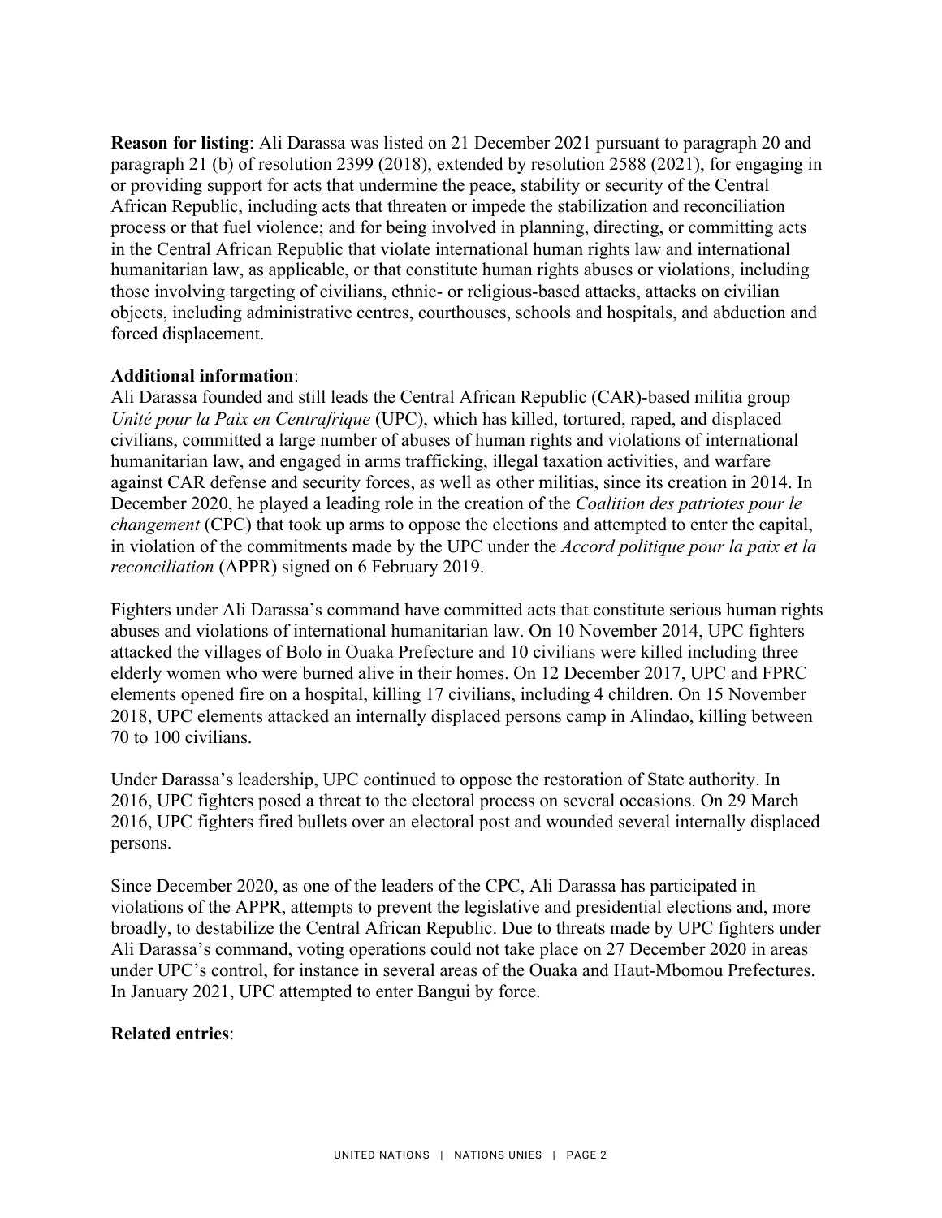**Reason for listing**: Ali Darassa was listed on 21 December 2021 pursuant to paragraph 20 and paragraph 21 (b) of resolution 2399 (2018), extended by resolution 2588 (2021), for engaging in or providing support for acts that undermine the peace, stability or security of the Central African Republic, including acts that threaten or impede the stabilization and reconciliation process or that fuel violence; and for being involved in planning, directing, or committing acts in the Central African Republic that violate international human rights law and international humanitarian law, as applicable, or that constitute human rights abuses or violations, including those involving targeting of civilians, ethnic- or religious-based attacks, attacks on civilian objects, including administrative centres, courthouses, schools and hospitals, and abduction and forced displacement.

**Additional information**:
Ali Darassa founded and still leads the Central African Republic (CAR)-based militia group *Unité pour la Paix en Centrafrique* (UPC), which has killed, tortured, raped, and displaced civilians, committed a large number of abuses of human rights and violations of international humanitarian law, and engaged in arms trafficking, illegal taxation activities, and warfare against CAR defense and security forces, as well as other militias, since its creation in 2014. In December 2020, he played a leading role in the creation of the *Coalition des patriotes pour le changement* (CPC) that took up arms to oppose the elections and attempted to enter the capital, in violation of the commitments made by the UPC under the *Accord politique pour la paix et la reconciliation* (APPR) signed on 6 February 2019.

Fighters under Ali Darassa's command have committed acts that constitute serious human rights abuses and violations of international humanitarian law. On 10 November 2014, UPC fighters attacked the villages of Bolo in Ouaka Prefecture and 10 civilians were killed including three elderly women who were burned alive in their homes. On 12 December 2017, UPC and FPRC elements opened fire on a hospital, killing 17 civilians, including 4 children. On 15 November 2018, UPC elements attacked an internally displaced persons camp in Alindao, killing between 70 to 100 civilians.

Under Darassa's leadership, UPC continued to oppose the restoration of State authority. In 2016, UPC fighters posed a threat to the electoral process on several occasions. On 29 March 2016, UPC fighters fired bullets over an electoral post and wounded several internally displaced persons.

Since December 2020, as one of the leaders of the CPC, Ali Darassa has participated in violations of the APPR, attempts to prevent the legislative and presidential elections and, more broadly, to destabilize the Central African Republic. Due to threats made by UPC fighters under Ali Darassa's command, voting operations could not take place on 27 December 2020 in areas under UPC's control, for instance in several areas of the Ouaka and Haut-Mbomou Prefectures. In January 2021, UPC attempted to enter Bangui by force.

**Related entries**: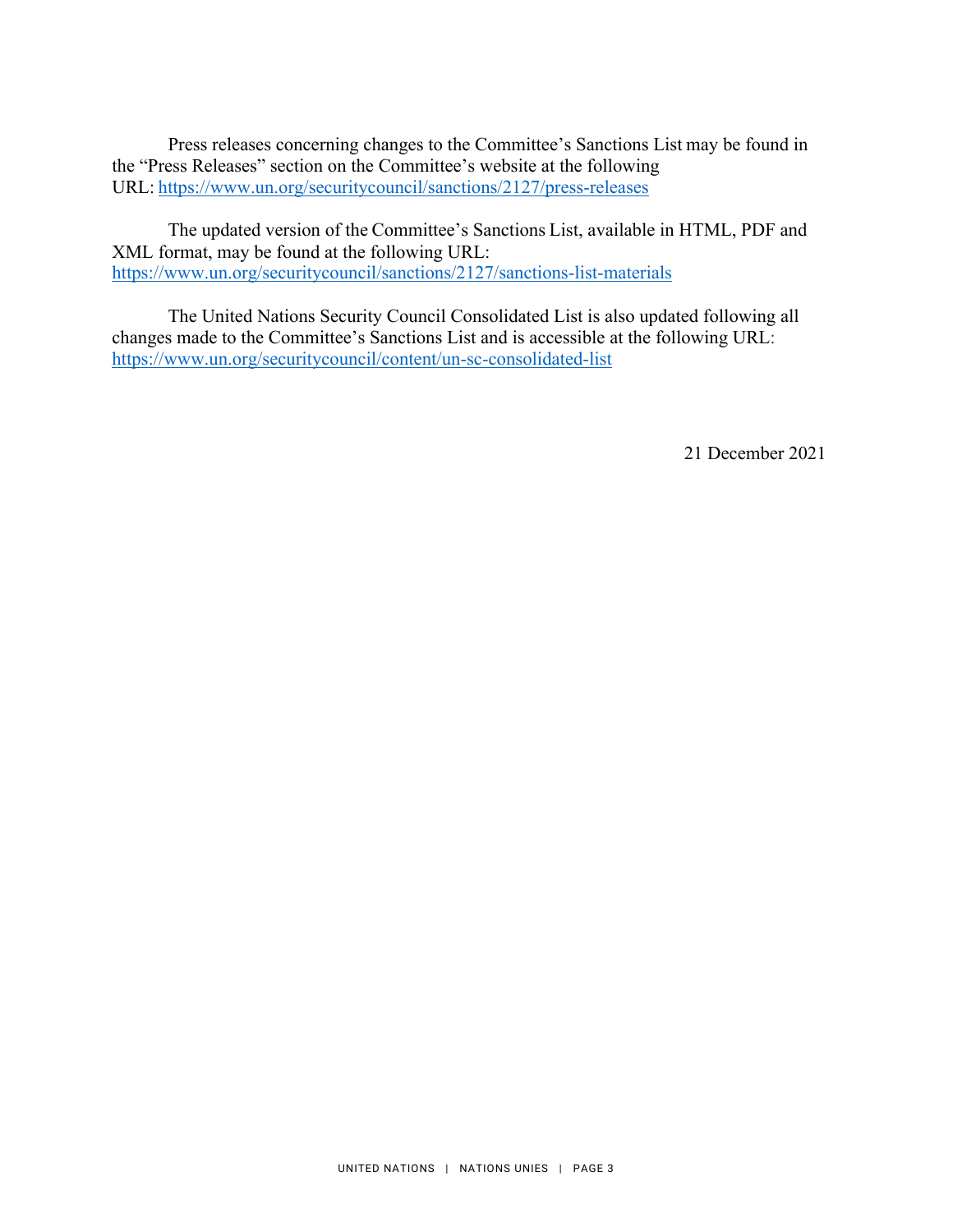Press releases concerning changes to the Committee's Sanctions List may be found in the "Press Releases" section on the Committee's website at the following URL: https://www.un.org/securitycouncil/sanctions/2127/press-releases

The updated version of the Committee's Sanctions List, available in HTML, PDF and XML format, may be found at the following URL: https://www.un.org/securitycouncil/sanctions/2127/sanctions-list-materials

The United Nations Security Council Consolidated List is also updated following all changes made to the Committee's Sanctions List and is accessible at the following URL: https://www.un.org/securitycouncil/content/un-sc-consolidated-list

21 December 2021